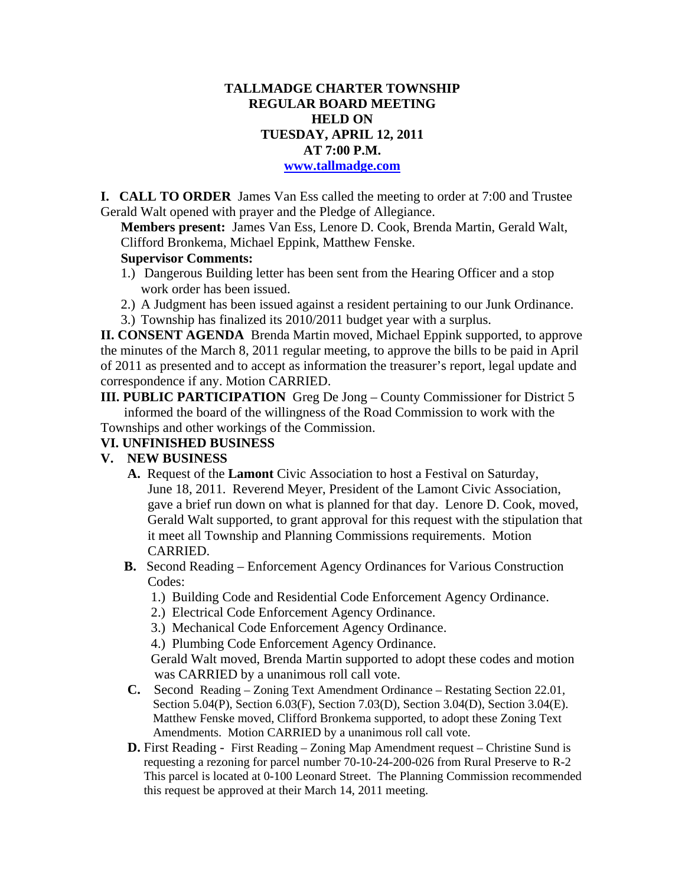# TALLMADGE CHARTER TOWNSHIP
## REGULAR BOARD MEETING
## HELD ON
## TUESDAY, APRIL 12, 2011
## AT 7:00 P.M.
## www.tallmadge.com

**I. CALL TO ORDER** James Van Ess called the meeting to order at 7:00 and Trustee Gerald Walt opened with prayer and the Pledge of Allegiance.

**Members present:** James Van Ess, Lenore D. Cook, Brenda Martin, Gerald Walt, Clifford Bronkema, Michael Eppink, Matthew Fenske.

**Supervisor Comments:**

1.) Dangerous Building letter has been sent from the Hearing Officer and a stop work order has been issued.
2.) A Judgment has been issued against a resident pertaining to our Junk Ordinance.
3.) Township has finalized its 2010/2011 budget year with a surplus.

**II. CONSENT AGENDA** Brenda Martin moved, Michael Eppink supported, to approve the minutes of the March 8, 2011 regular meeting, to approve the bills to be paid in April of 2011 as presented and to accept as information the treasurer's report, legal update and correspondence if any. Motion CARRIED.

**III. PUBLIC PARTICIPATION** Greg De Jong – County Commissioner for District 5 informed the board of the willingness of the Road Commission to work with the Townships and other workings of the Commission.

**VI. UNFINISHED BUSINESS**

**V. NEW BUSINESS**

**A.** Request of the **Lamont** Civic Association to host a Festival on Saturday, June 18, 2011. Reverend Meyer, President of the Lamont Civic Association, gave a brief run down on what is planned for that day. Lenore D. Cook, moved, Gerald Walt supported, to grant approval for this request with the stipulation that it meet all Township and Planning Commissions requirements. Motion CARRIED.

**B.** Second Reading – Enforcement Agency Ordinances for Various Construction Codes:

1.) Building Code and Residential Code Enforcement Agency Ordinance.
2.) Electrical Code Enforcement Agency Ordinance.
3.) Mechanical Code Enforcement Agency Ordinance.
4.) Plumbing Code Enforcement Agency Ordinance.

Gerald Walt moved, Brenda Martin supported to adopt these codes and motion was CARRIED by a unanimous roll call vote.

**C.** Second Reading – Zoning Text Amendment Ordinance – Restating Section 22.01, Section 5.04(P), Section 6.03(F), Section 7.03(D), Section 3.04(D), Section 3.04(E). Matthew Fenske moved, Clifford Bronkema supported, to adopt these Zoning Text Amendments. Motion CARRIED by a unanimous roll call vote.

**D.** First Reading - First Reading – Zoning Map Amendment request – Christine Sund is requesting a rezoning for parcel number 70-10-24-200-026 from Rural Preserve to R-2 This parcel is located at 0-100 Leonard Street. The Planning Commission recommended this request be approved at their March 14, 2011 meeting.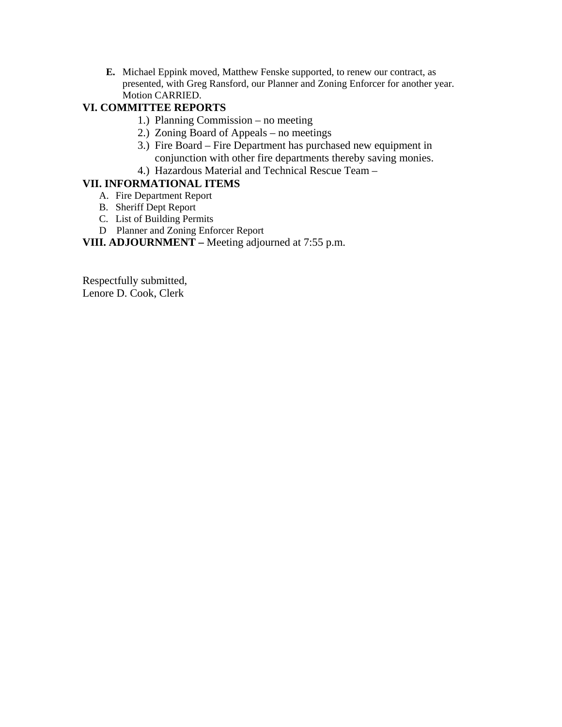**E.** Michael Eppink moved, Matthew Fenske supported, to renew our contract, as presented, with Greg Ransford, our Planner and Zoning Enforcer for another year. Motion CARRIED.

## VI. COMMITTEE REPORTS

1.) Planning Commission – no meeting
2.) Zoning Board of Appeals – no meetings
3.) Fire Board – Fire Department has purchased new equipment in conjunction with other fire departments thereby saving monies.
4.) Hazardous Material and Technical Rescue Team –

## VII. INFORMATIONAL ITEMS

A. Fire Department Report
B. Sheriff Dept Report
C. List of Building Permits
D Planner and Zoning Enforcer Report

**VIII. ADJOURNMENT –** Meeting adjourned at 7:55 p.m.

Respectfully submitted,
Lenore D. Cook, Clerk